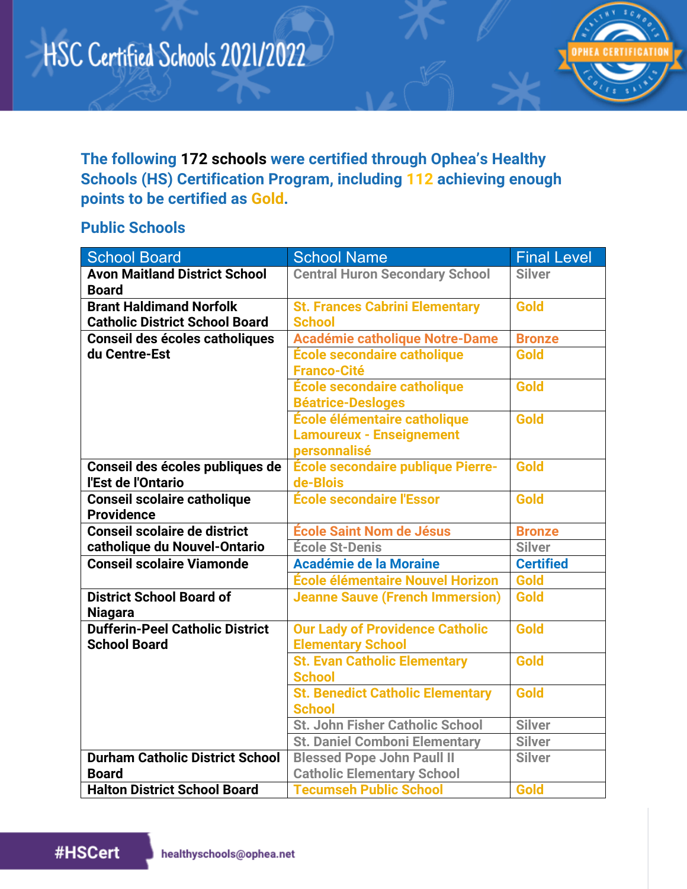# HSC Certified Schools 2021/2022

**The following 172 schools were certified through Ophea's Healthy Schools (HS) Certification Program, including 112 achieving enough points to be certified as Gold.**

## Public Schools

| School Board | School Name | Final Level |
|---|---|---|
| **Avon Maitland District School Board** | Central Huron Secondary School | Silver |
| **Brant Haldimand Norfolk Catholic District School Board** | St. Frances Cabrini Elementary School | Gold |
| **Conseil des écoles catholiques du Centre-Est** | Académie catholique Notre-Dame | Bronze |
| | École secondaire catholique Franco-Cité | Gold |
| | École secondaire catholique Béatrice-Desloges | Gold |
| | École élémentaire catholique Lamoureux - Enseignement personnalisé | Gold |
| **Conseil des écoles publiques de l'Est de l'Ontario** | École secondaire publique Pierre-de-Blois | Gold |
| **Conseil scolaire catholique Providence** | École secondaire l'Essor | Gold |
| **Conseil scolaire de district catholique du Nouvel-Ontario** | École Saint Nom de Jésus | Bronze |
| | École St-Denis | Silver |
| **Conseil scolaire Viamonde** | Académie de la Moraine | Certified |
| | École élémentaire Nouvel Horizon | Gold |
| **District School Board of Niagara** | Jeanne Sauve (French Immersion) | Gold |
| **Dufferin-Peel Catholic District School Board** | Our Lady of Providence Catholic Elementary School | Gold |
| | St. Evan Catholic Elementary School | Gold |
| | St. Benedict Catholic Elementary School | Gold |
| | St. John Fisher Catholic School | Silver |
| | St. Daniel Comboni Elementary | Silver |
| **Durham Catholic District School Board** | Blessed Pope John Paull II Catholic Elementary School | Silver |
| **Halton District School Board** | Tecumseh Public School | Gold |

#HSCert healthyschools@ophea.net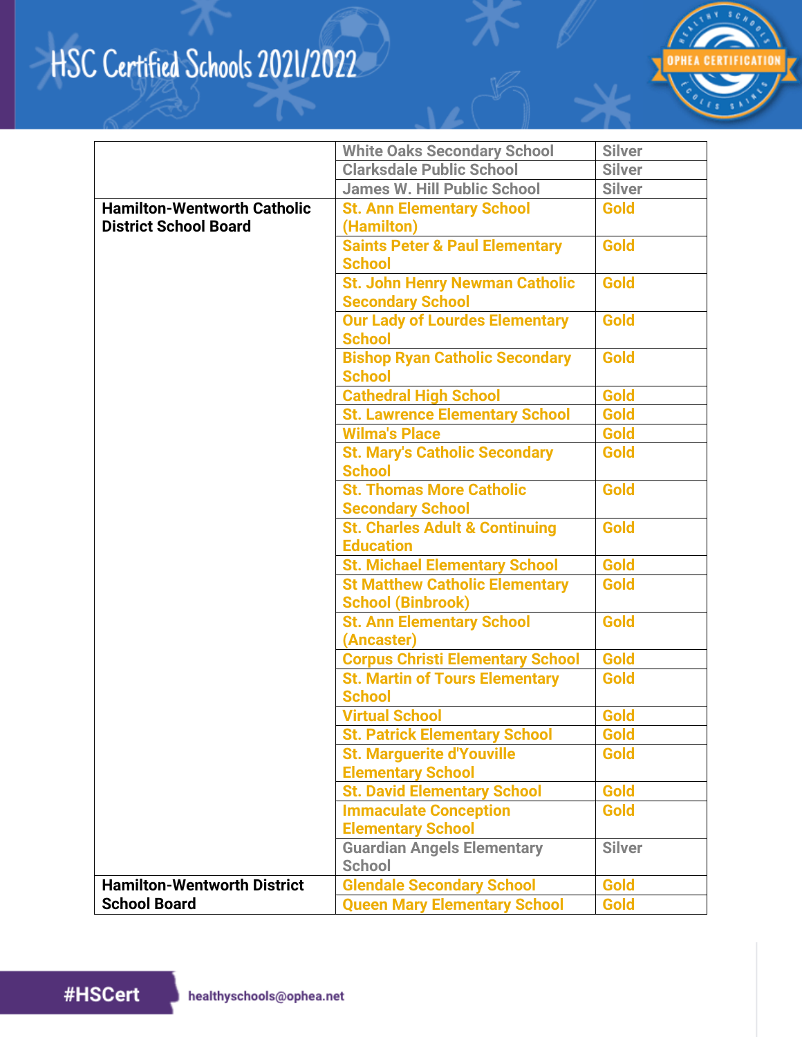# HSC Certified Schools 2021/2022

| | | |
|---|---|---|
| | White Oaks Secondary School | Silver |
| | Clarksdale Public School | Silver |
| | James W. Hill Public School | Silver |
| **Hamilton-Wentworth Catholic District School Board** | St. Ann Elementary School (Hamilton) | Gold |
| | Saints Peter & Paul Elementary School | Gold |
| | St. John Henry Newman Catholic Secondary School | Gold |
| | Our Lady of Lourdes Elementary School | Gold |
| | Bishop Ryan Catholic Secondary School | Gold |
| | Cathedral High School | Gold |
| | St. Lawrence Elementary School | Gold |
| | Wilma's Place | Gold |
| | St. Mary's Catholic Secondary School | Gold |
| | St. Thomas More Catholic Secondary School | Gold |
| | St. Charles Adult & Continuing Education | Gold |
| | St. Michael Elementary School | Gold |
| | St Matthew Catholic Elementary School (Binbrook) | Gold |
| | St. Ann Elementary School (Ancaster) | Gold |
| | Corpus Christi Elementary School | Gold |
| | St. Martin of Tours Elementary School | Gold |
| | Virtual School | Gold |
| | St. Patrick Elementary School | Gold |
| | St. Marguerite d'Youville Elementary School | Gold |
| | St. David Elementary School | Gold |
| | Immaculate Conception Elementary School | Gold |
| | Guardian Angels Elementary School | Silver |
| **Hamilton-Wentworth District School Board** | Glendale Secondary School | Gold |
| | Queen Mary Elementary School | Gold |

#HSCert healthyschools@ophea.net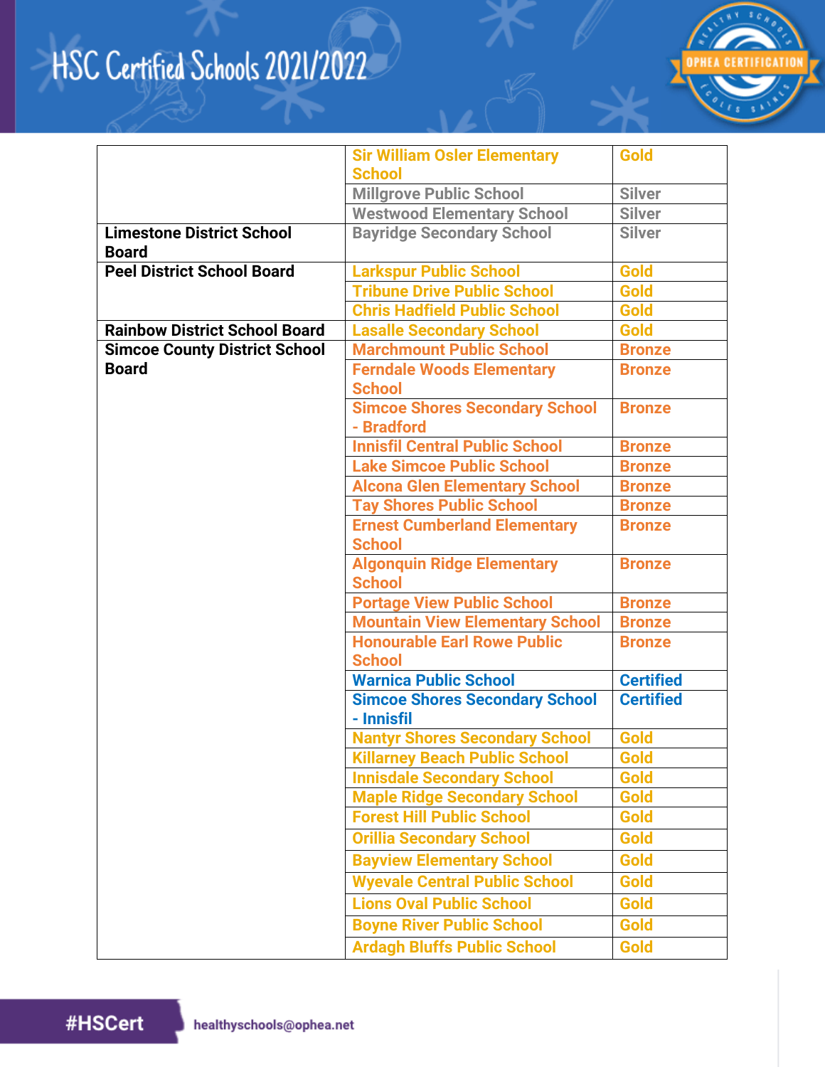# HSC Certified Schools 2021/2022

| | | |
|---|---|---|
| | Sir William Osler Elementary School | Gold |
| | Millgrove Public School | Silver |
| | Westwood Elementary School | Silver |
| **Limestone District School Board** | Bayridge Secondary School | Silver |
| **Peel District School Board** | Larkspur Public School | Gold |
| | Tribune Drive Public School | Gold |
| | Chris Hadfield Public School | Gold |
| **Rainbow District School Board** | Lasalle Secondary School | Gold |
| **Simcoe County District School Board** | Marchmount Public School | Bronze |
| | Ferndale Woods Elementary School | Bronze |
| | Simcoe Shores Secondary School - Bradford | Bronze |
| | Innisfil Central Public School | Bronze |
| | Lake Simcoe Public School | Bronze |
| | Alcona Glen Elementary School | Bronze |
| | Tay Shores Public School | Bronze |
| | Ernest Cumberland Elementary School | Bronze |
| | Algonquin Ridge Elementary School | Bronze |
| | Portage View Public School | Bronze |
| | Mountain View Elementary School | Bronze |
| | Honourable Earl Rowe Public School | Bronze |
| | Warnica Public School | Certified |
| | Simcoe Shores Secondary School - Innisfil | Certified |
| | Nantyr Shores Secondary School | Gold |
| | Killarney Beach Public School | Gold |
| | Innisdale Secondary School | Gold |
| | Maple Ridge Secondary School | Gold |
| | Forest Hill Public School | Gold |
| | Orillia Secondary School | Gold |
| | Bayview Elementary School | Gold |
| | Wyevale Central Public School | Gold |
| | Lions Oval Public School | Gold |
| | Boyne River Public School | Gold |
| | Ardagh Bluffs Public School | Gold |

#HSCert healthyschools@ophea.net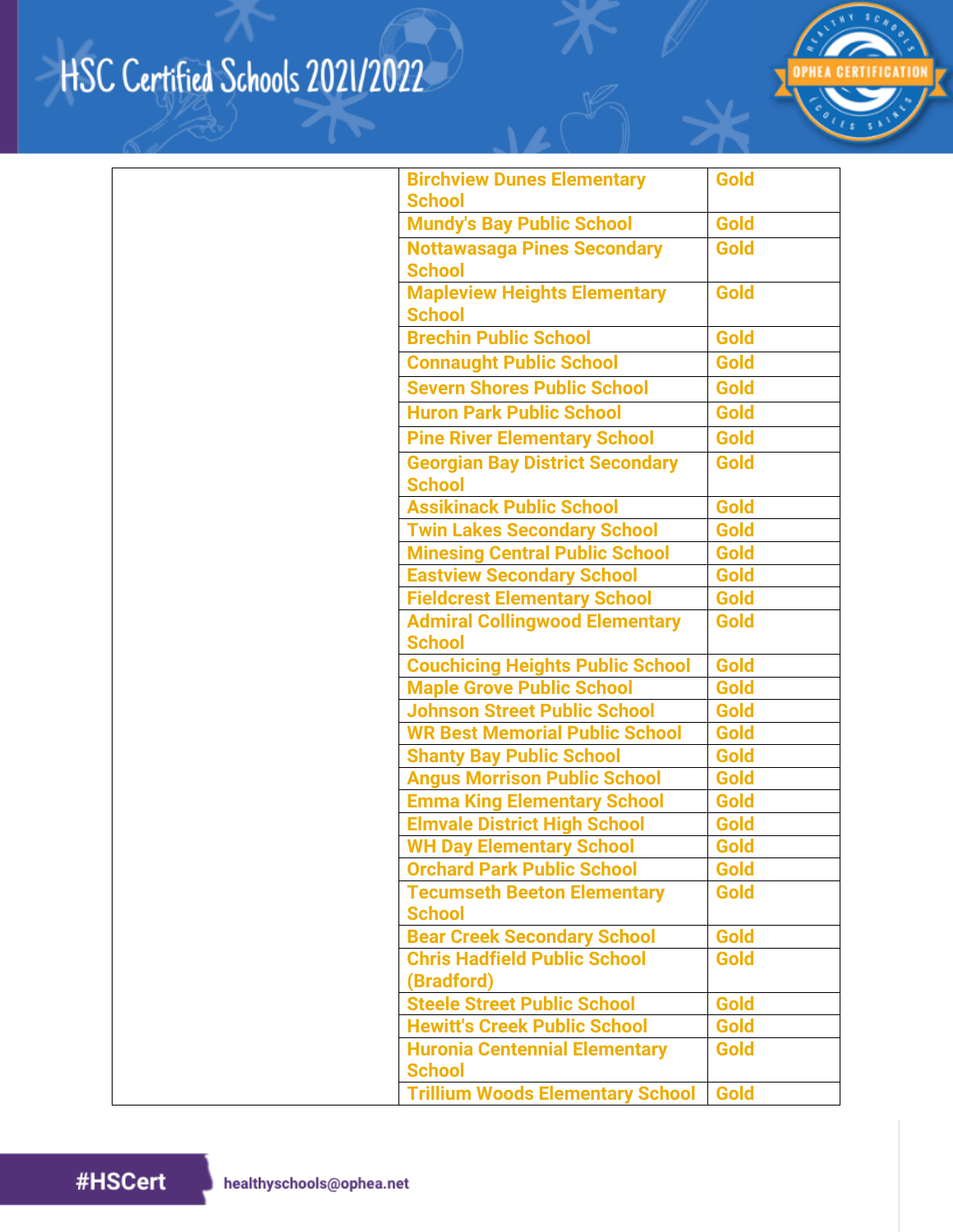| | | |
|---|---|---|
| | Birchview Dunes Elementary School | Gold |
| | Mundy's Bay Public School | Gold |
| | Nottawasaga Pines Secondary School | Gold |
| | Mapleview Heights Elementary School | Gold |
| | Brechin Public School | Gold |
| | Connaught Public School | Gold |
| | Severn Shores Public School | Gold |
| | Huron Park Public School | Gold |
| | Pine River Elementary School | Gold |
| | Georgian Bay District Secondary School | Gold |
| | Assikinack Public School | Gold |
| | Twin Lakes Secondary School | Gold |
| | Minesing Central Public School | Gold |
| | Eastview Secondary School | Gold |
| | Fieldcrest Elementary School | Gold |
| | Admiral Collingwood Elementary School | Gold |
| | Couchicing Heights Public School | Gold |
| | Maple Grove Public School | Gold |
| | Johnson Street Public School | Gold |
| | WR Best Memorial Public School | Gold |
| | Shanty Bay Public School | Gold |
| | Angus Morrison Public School | Gold |
| | Emma King Elementary School | Gold |
| | Elmvale District High School | Gold |
| | WH Day Elementary School | Gold |
| | Orchard Park Public School | Gold |
| | Tecumseth Beeton Elementary School | Gold |
| | Bear Creek Secondary School | Gold |
| | Chris Hadfield Public School (Bradford) | Gold |
| | Steele Street Public School | Gold |
| | Hewitt's Creek Public School | Gold |
| | Huronia Centennial Elementary School | Gold |
| | Trillium Woods Elementary School | Gold |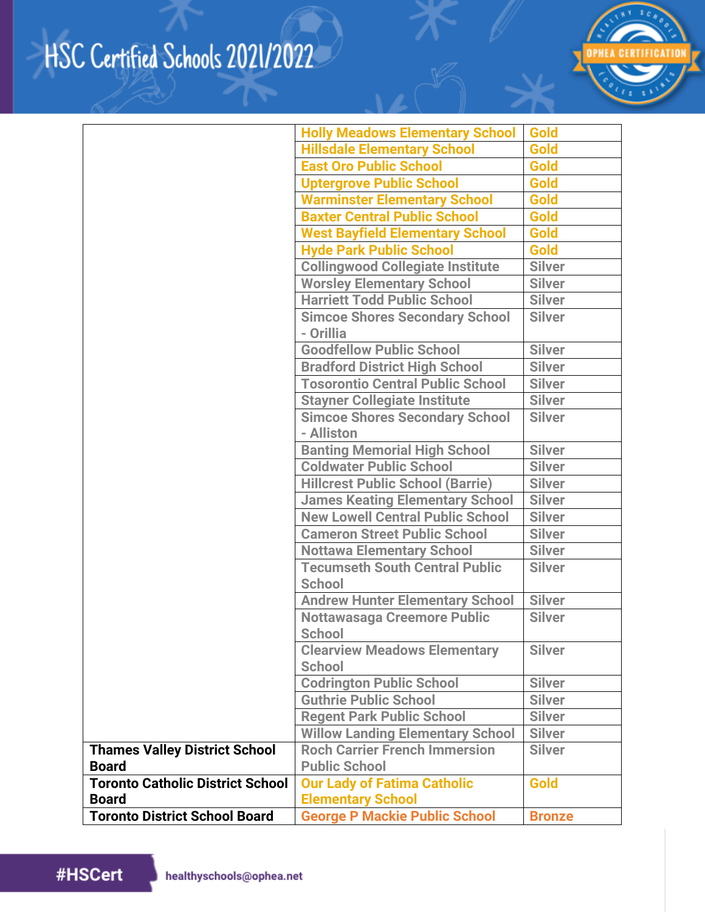# HSC Certified Schools 2021/2022

| | | |
|---|---|---|
| | Holly Meadows Elementary School | Gold |
| | Hillsdale Elementary School | Gold |
| | East Oro Public School | Gold |
| | Uptergrove Public School | Gold |
| | Warminster Elementary School | Gold |
| | Baxter Central Public School | Gold |
| | West Bayfield Elementary School | Gold |
| | Hyde Park Public School | Gold |
| | Collingwood Collegiate Institute | Silver |
| | Worsley Elementary School | Silver |
| | Harriett Todd Public School | Silver |
| | Simcoe Shores Secondary School - Orillia | Silver |
| | Goodfellow Public School | Silver |
| | Bradford District High School | Silver |
| | Tosorontio Central Public School | Silver |
| | Stayner Collegiate Institute | Silver |
| | Simcoe Shores Secondary School - Alliston | Silver |
| | Banting Memorial High School | Silver |
| | Coldwater Public School | Silver |
| | Hillcrest Public School (Barrie) | Silver |
| | James Keating Elementary School | Silver |
| | New Lowell Central Public School | Silver |
| | Cameron Street Public School | Silver |
| | Nottawa Elementary School | Silver |
| | Tecumseth South Central Public School | Silver |
| | Andrew Hunter Elementary School | Silver |
| | Nottawasaga Creemore Public School | Silver |
| | Clearview Meadows Elementary School | Silver |
| | Codrington Public School | Silver |
| | Guthrie Public School | Silver |
| | Regent Park Public School | Silver |
| | Willow Landing Elementary School | Silver |
| **Thames Valley District School Board** | Roch Carrier French Immersion Public School | Silver |
| **Toronto Catholic District School Board** | Our Lady of Fatima Catholic Elementary School | Gold |
| **Toronto District School Board** | George P Mackie Public School | Bronze |

#HSCert healthyschools@ophea.net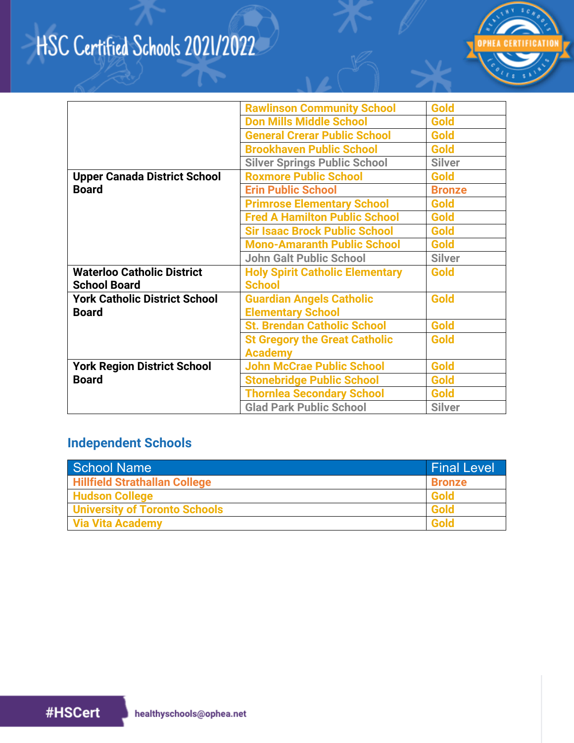| | | |
|---|---|---|
| | Rawlinson Community School | Gold |
| | Don Mills Middle School | Gold |
| | General Crerar Public School | Gold |
| | Brookhaven Public School | Gold |
| | Silver Springs Public School | Silver |
| Upper Canada District School Board | Roxmore Public School | Gold |
| | Erin Public School | Bronze |
| | Primrose Elementary School | Gold |
| | Fred A Hamilton Public School | Gold |
| | Sir Isaac Brock Public School | Gold |
| | Mono-Amaranth Public School | Gold |
| | John Galt Public School | Silver |
| Waterloo Catholic District School Board | Holy Spirit Catholic Elementary School | Gold |
| York Catholic District School Board | Guardian Angels Catholic Elementary School | Gold |
| | St. Brendan Catholic School | Gold |
| | St Gregory the Great Catholic Academy | Gold |
| York Region District School Board | John McCrae Public School | Gold |
| | Stonebridge Public School | Gold |
| | Thornlea Secondary School | Gold |
| | Glad Park Public School | Silver |

## Independent Schools

| School Name | Final Level |
|---|---|
| Hillfield Strathallan College | Bronze |
| Hudson College | Gold |
| University of Toronto Schools | Gold |
| Via Vita Academy | Gold |

#HSCert healthyschools@ophea.net